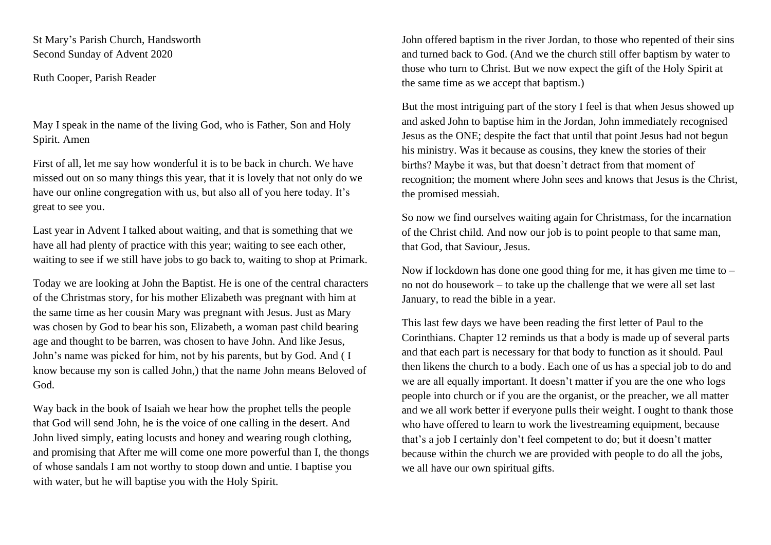St Mary's Parish Church, Handsworth
Second Sunday of Advent 2020

Ruth Cooper, Parish Reader

May I speak in the name of the living God, who is Father, Son and Holy Spirit. Amen

First of all, let me say how wonderful it is to be back in church. We have missed out on so many things this year, that it is lovely that not only do we have our online congregation with us, but also all of you here today. It's great to see you.

Last year in Advent I talked about waiting, and that is something that we have all had plenty of practice with this year; waiting to see each other, waiting to see if we still have jobs to go back to, waiting to shop at Primark.

Today we are looking at John the Baptist. He is one of the central characters of the Christmas story, for his mother Elizabeth was pregnant with him at the same time as her cousin Mary was pregnant with Jesus. Just as Mary was chosen by God to bear his son, Elizabeth, a woman past child bearing age and thought to be barren, was chosen to have John. And like Jesus, John's name was picked for him, not by his parents, but by God. And ( I know because my son is called John,) that the name John means Beloved of God.

Way back in the book of Isaiah we hear how the prophet tells the people that God will send John, he is the voice of one calling in the desert. And John lived simply, eating locusts and honey and wearing rough clothing, and promising that After me will come one more powerful than I, the thongs of whose sandals I am not worthy to stoop down and untie. I baptise you with water, but he will baptise you with the Holy Spirit.

John offered baptism in the river Jordan, to those who repented of their sins and turned back to God. (And we the church still offer baptism by water to those who turn to Christ. But we now expect the gift of the Holy Spirit at the same time as we accept that baptism.)

But the most intriguing part of the story I feel is that when Jesus showed up and asked John to baptise him in the Jordan, John immediately recognised Jesus as the ONE; despite the fact that until that point Jesus had not begun his ministry. Was it because as cousins, they knew the stories of their births? Maybe it was, but that doesn't detract from that moment of recognition; the moment where John sees and knows that Jesus is the Christ, the promised messiah.

So now we find ourselves waiting again for Christmass, for the incarnation of the Christ child. And now our job is to point people to that same man, that God, that Saviour, Jesus.

Now if lockdown has done one good thing for me, it has given me time to – no not do housework – to take up the challenge that we were all set last January, to read the bible in a year.

This last few days we have been reading the first letter of Paul to the Corinthians. Chapter 12 reminds us that a body is made up of several parts and that each part is necessary for that body to function as it should. Paul then likens the church to a body. Each one of us has a special job to do and we are all equally important. It doesn't matter if you are the one who logs people into church or if you are the organist, or the preacher, we all matter and we all work better if everyone pulls their weight. I ought to thank those who have offered to learn to work the livestreaming equipment, because that's a job I certainly don't feel competent to do; but it doesn't matter because within the church we are provided with people to do all the jobs, we all have our own spiritual gifts.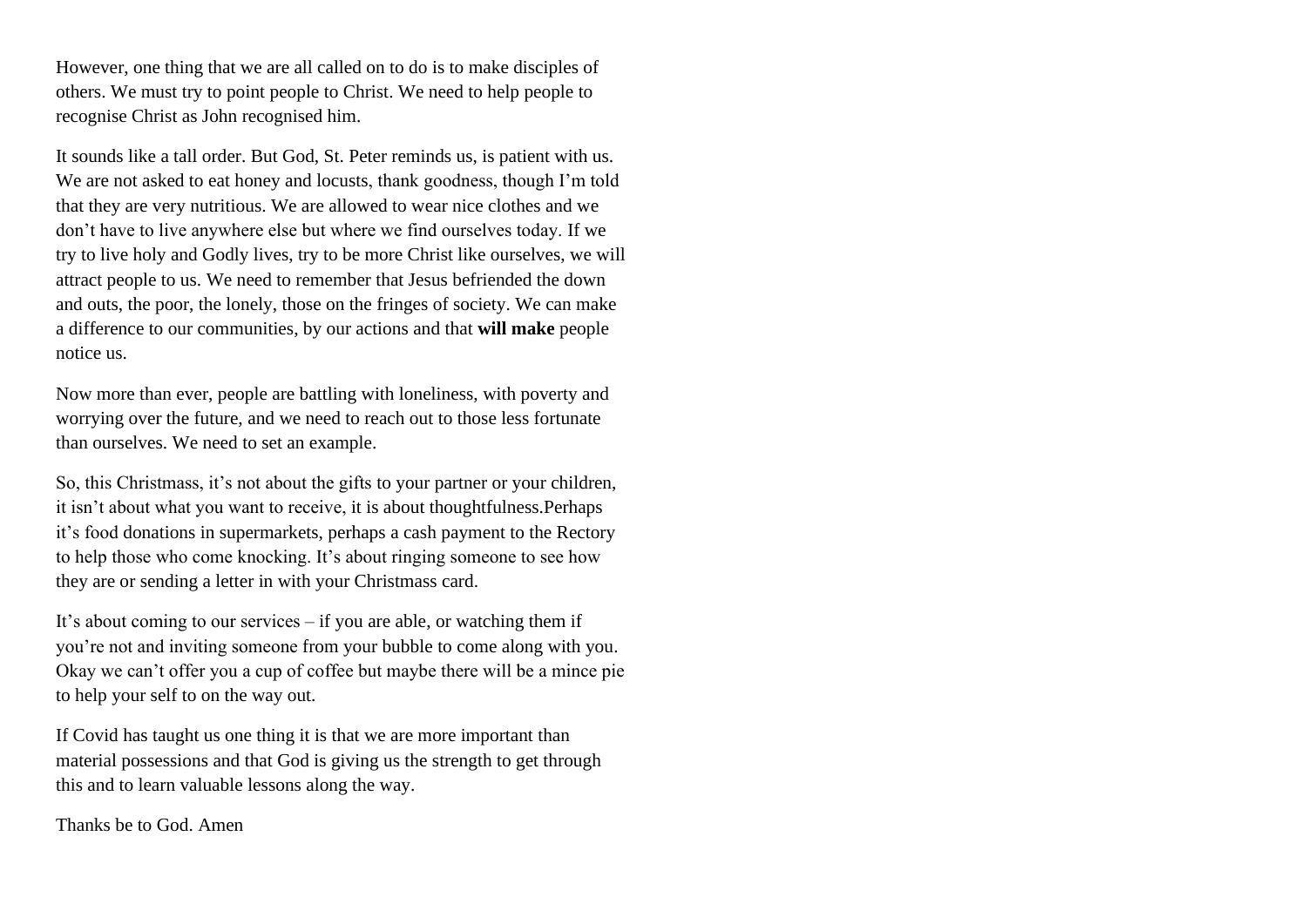However, one thing that we are all called on to do is to make disciples of others. We must try to point people to Christ. We need to help people to recognise Christ as John recognised him.

It sounds like a tall order. But God, St. Peter reminds us, is patient with us. We are not asked to eat honey and locusts, thank goodness, though I'm told that they are very nutritious. We are allowed to wear nice clothes and we don't have to live anywhere else but where we find ourselves today. If we try to live holy and Godly lives, try to be more Christ like ourselves, we will attract people to us. We need to remember that Jesus befriended the down and outs, the poor, the lonely, those on the fringes of society. We can make a difference to our communities, by our actions and that **will make** people notice us.

Now more than ever, people are battling with loneliness, with poverty and worrying over the future, and we need to reach out to those less fortunate than ourselves. We need to set an example.

So, this Christmass, it's not about the gifts to your partner or your children, it isn't about what you want to receive, it is about thoughtfulness.Perhaps it's food donations in supermarkets, perhaps a cash payment to the Rectory to help those who come knocking. It's about ringing someone to see how they are or sending a letter in with your Christmass card.

It's about coming to our services – if you are able, or watching them if you're not and inviting someone from your bubble to come along with you. Okay we can't offer you a cup of coffee but maybe there will be a mince pie to help your self to on the way out.

If Covid has taught us one thing it is that we are more important than material possessions and that God is giving us the strength to get through this and to learn valuable lessons along the way.

Thanks be to God. Amen